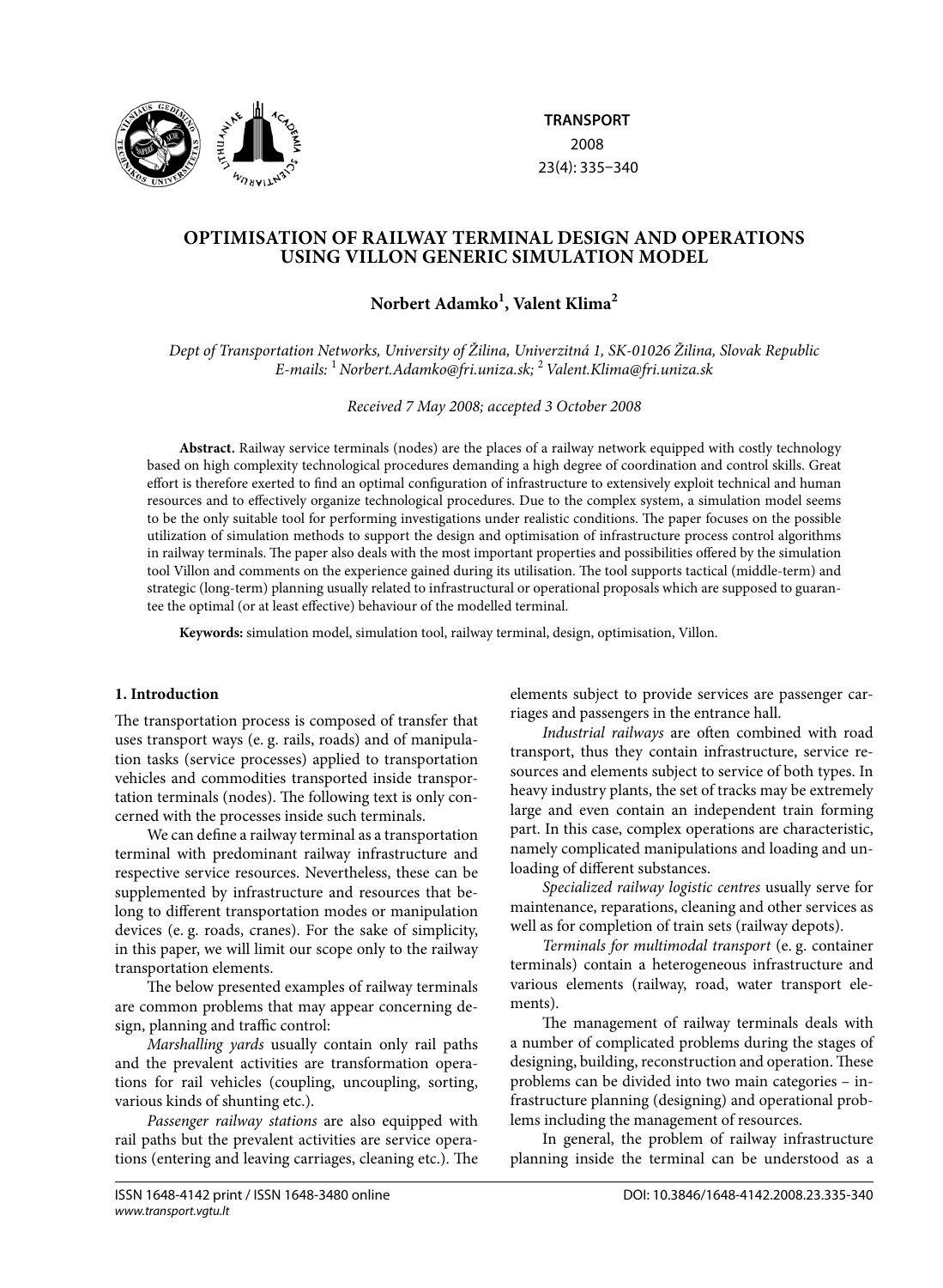# OPTIMISATION OF RAILWAY TERMINAL DESIGN AND OPERATIONS USING VILLON GENERIC SIMULATION MODEL

**Norbert Adamko[1], Valent Klima[2]**

*Dept of Transportation Networks, University of Žilina, Univerzitná 1, SK-01026 Žilina, Slovak Republic*
*E-mails: [1] Norbert.Adamko@fri.uniza.sk; [2] Valent.Klima@fri.uniza.sk*

*Received 7 May 2008; accepted 3 October 2008*

**Abstract.** Railway service terminals (nodes) are the places of a railway network equipped with costly technology based on high complexity technological procedures demanding a high degree of coordination and control skills. Great effort is therefore exerted to find an optimal configuration of infrastructure to extensively exploit technical and human resources and to effectively organize technological procedures. Due to the complex system, a simulation model seems to be the only suitable tool for performing investigations under realistic conditions. The paper focuses on the possible utilization of simulation methods to support the design and optimisation of infrastructure process control algorithms in railway terminals. The paper also deals with the most important properties and possibilities offered by the simulation tool Villon and comments on the experience gained during its utilisation. The tool supports tactical (middle-term) and strategic (long-term) planning usually related to infrastructural or operational proposals which are supposed to guarantee the optimal (or at least effective) behaviour of the modelled terminal.

**Keywords:** simulation model, simulation tool, railway terminal, design, optimisation, Villon.

## 1. Introduction

The transportation process is composed of transfer that uses transport ways (e. g. rails, roads) and of manipulation tasks (service processes) applied to transportation vehicles and commodities transported inside transportation terminals (nodes). The following text is only concerned with the processes inside such terminals.

We can define a railway terminal as a transportation terminal with predominant railway infrastructure and respective service resources. Nevertheless, these can be supplemented by infrastructure and resources that belong to different transportation modes or manipulation devices (e. g. roads, cranes). For the sake of simplicity, in this paper, we will limit our scope only to the railway transportation elements.

The below presented examples of railway terminals are common problems that may appear concerning design, planning and traffic control:

*Marshalling yards* usually contain only rail paths and the prevalent activities are transformation operations for rail vehicles (coupling, uncoupling, sorting, various kinds of shunting etc.).

*Passenger railway stations* are also equipped with rail paths but the prevalent activities are service operations (entering and leaving carriages, cleaning etc.). The elements subject to provide services are passenger carriages and passengers in the entrance hall.

*Industrial railways* are often combined with road transport, thus they contain infrastructure, service resources and elements subject to service of both types. In heavy industry plants, the set of tracks may be extremely large and even contain an independent train forming part. In this case, complex operations are characteristic, namely complicated manipulations and loading and unloading of different substances.

*Specialized railway logistic centres* usually serve for maintenance, reparations, cleaning and other services as well as for completion of train sets (railway depots).

*Terminals for multimodal transport* (e. g. container terminals) contain a heterogeneous infrastructure and various elements (railway, road, water transport elements).

The management of railway terminals deals with a number of complicated problems during the stages of designing, building, reconstruction and operation. These problems can be divided into two main categories – infrastructure planning (designing) and operational problems including the management of resources.

In general, the problem of railway infrastructure planning inside the terminal can be understood as a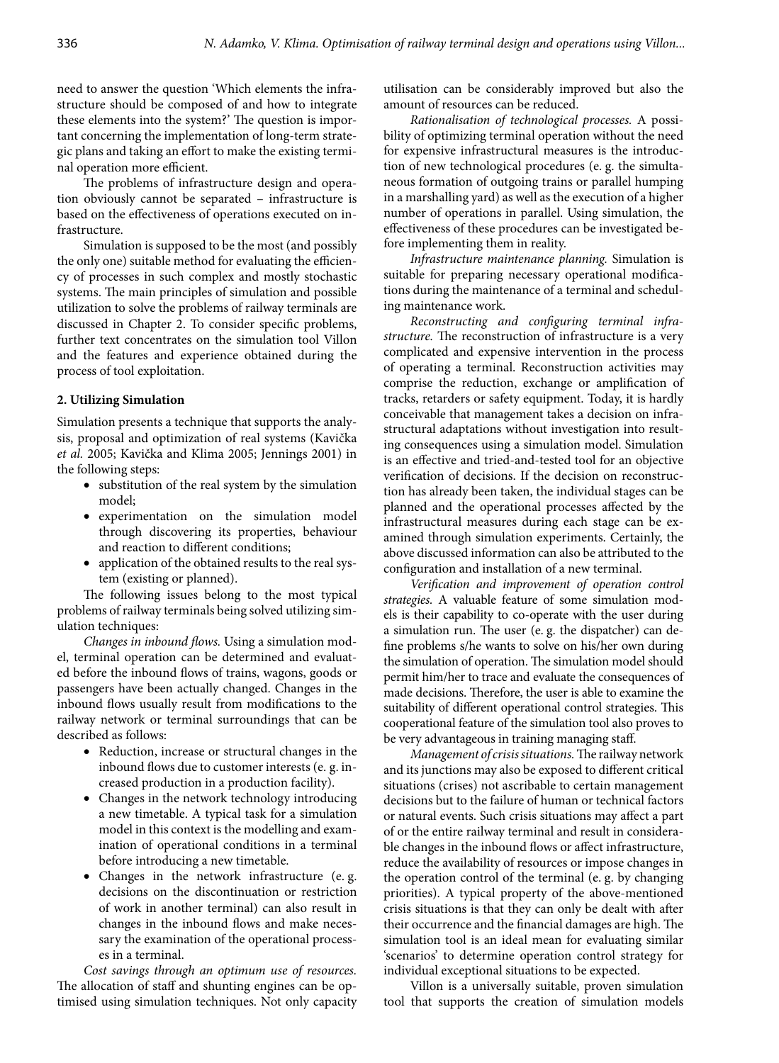need to answer the question 'Which elements the infrastructure should be composed of and how to integrate these elements into the system?' The question is important concerning the implementation of long-term strategic plans and taking an effort to make the existing terminal operation more efficient.

The problems of infrastructure design and operation obviously cannot be separated – infrastructure is based on the effectiveness of operations executed on infrastructure.

Simulation is supposed to be the most (and possibly the only one) suitable method for evaluating the efficiency of processes in such complex and mostly stochastic systems. The main principles of simulation and possible utilization to solve the problems of railway terminals are discussed in Chapter 2. To consider specific problems, further text concentrates on the simulation tool Villon and the features and experience obtained during the process of tool exploitation.

## 2. Utilizing Simulation

Simulation presents a technique that supports the analysis, proposal and optimization of real systems (Kavička *et al.* 2005; Kavička and Klima 2005; Jennings 2001) in the following steps:

- substitution of the real system by the simulation model;
- experimentation on the simulation model through discovering its properties, behaviour and reaction to different conditions;
- application of the obtained results to the real system (existing or planned).

The following issues belong to the most typical problems of railway terminals being solved utilizing simulation techniques:

*Changes in inbound flows.* Using a simulation model, terminal operation can be determined and evaluated before the inbound flows of trains, wagons, goods or passengers have been actually changed. Changes in the inbound flows usually result from modifications to the railway network or terminal surroundings that can be described as follows:

- Reduction, increase or structural changes in the inbound flows due to customer interests (e. g. increased production in a production facility).
- Changes in the network technology introducing a new timetable. A typical task for a simulation model in this context is the modelling and examination of operational conditions in a terminal before introducing a new timetable.
- Changes in the network infrastructure (e. g. decisions on the discontinuation or restriction of work in another terminal) can also result in changes in the inbound flows and make necessary the examination of the operational processes in a terminal.

*Cost savings through an optimum use of resources.* The allocation of staff and shunting engines can be optimised using simulation techniques. Not only capacity utilisation can be considerably improved but also the amount of resources can be reduced.

*Rationalisation of technological processes.* A possibility of optimizing terminal operation without the need for expensive infrastructural measures is the introduction of new technological procedures (e. g. the simultaneous formation of outgoing trains or parallel humping in a marshalling yard) as well as the execution of a higher number of operations in parallel. Using simulation, the effectiveness of these procedures can be investigated before implementing them in reality.

*Infrastructure maintenance planning.* Simulation is suitable for preparing necessary operational modifications during the maintenance of a terminal and scheduling maintenance work.

*Reconstructing and configuring terminal infrastructure.* The reconstruction of infrastructure is a very complicated and expensive intervention in the process of operating a terminal. Reconstruction activities may comprise the reduction, exchange or amplification of tracks, retarders or safety equipment. Today, it is hardly conceivable that management takes a decision on infrastructural adaptations without investigation into resulting consequences using a simulation model. Simulation is an effective and tried-and-tested tool for an objective verification of decisions. If the decision on reconstruction has already been taken, the individual stages can be planned and the operational processes affected by the infrastructural measures during each stage can be examined through simulation experiments. Certainly, the above discussed information can also be attributed to the configuration and installation of a new terminal.

*Verification and improvement of operation control strategies.* A valuable feature of some simulation models is their capability to co-operate with the user during a simulation run. The user (e. g. the dispatcher) can define problems s/he wants to solve on his/her own during the simulation of operation. The simulation model should permit him/her to trace and evaluate the consequences of made decisions. Therefore, the user is able to examine the suitability of different operational control strategies. This cooperational feature of the simulation tool also proves to be very advantageous in training managing staff.

*Management of crisis situations.* The railway network and its junctions may also be exposed to different critical situations (crises) not ascribable to certain management decisions but to the failure of human or technical factors or natural events. Such crisis situations may affect a part of or the entire railway terminal and result in considerable changes in the inbound flows or affect infrastructure, reduce the availability of resources or impose changes in the operation control of the terminal (e. g. by changing priorities). A typical property of the above-mentioned crisis situations is that they can only be dealt with after their occurrence and the financial damages are high. The simulation tool is an ideal mean for evaluating similar 'scenarios' to determine operation control strategy for individual exceptional situations to be expected.

Villon is a universally suitable, proven simulation tool that supports the creation of simulation models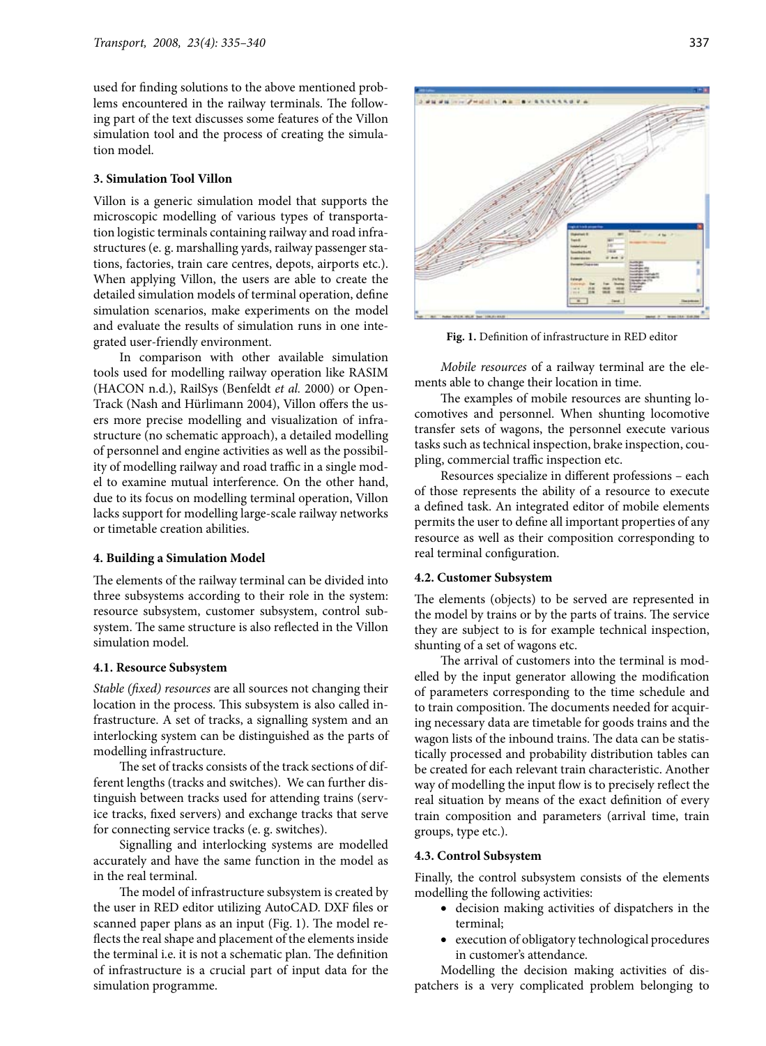used for finding solutions to the above mentioned problems encountered in the railway terminals. The following part of the text discusses some features of the Villon simulation tool and the process of creating the simulation model.

### 3. Simulation Tool Villon

Villon is a generic simulation model that supports the microscopic modelling of various types of transportation logistic terminals containing railway and road infrastructures (e. g. marshalling yards, railway passenger stations, factories, train care centres, depots, airports etc.). When applying Villon, the users are able to create the detailed simulation models of terminal operation, define simulation scenarios, make experiments on the model and evaluate the results of simulation runs in one integrated user-friendly environment.

In comparison with other available simulation tools used for modelling railway operation like RASIM (HACON n.d.), RailSys (Benfeldt *et al.* 2000) or OpenTrack (Nash and Hürlimann 2004), Villon offers the users more precise modelling and visualization of infrastructure (no schematic approach), a detailed modelling of personnel and engine activities as well as the possibility of modelling railway and road traffic in a single model to examine mutual interference. On the other hand, due to its focus on modelling terminal operation, Villon lacks support for modelling large-scale railway networks or timetable creation abilities.

### 4. Building a Simulation Model

The elements of the railway terminal can be divided into three subsystems according to their role in the system: resource subsystem, customer subsystem, control subsystem. The same structure is also reflected in the Villon simulation model.

#### 4.1. Resource Subsystem

*Stable (fixed) resources* are all sources not changing their location in the process. This subsystem is also called infrastructure. A set of tracks, a signalling system and an interlocking system can be distinguished as the parts of modelling infrastructure.

The set of tracks consists of the track sections of different lengths (tracks and switches). We can further distinguish between tracks used for attending trains (service tracks, fixed servers) and exchange tracks that serve for connecting service tracks (e. g. switches).

Signalling and interlocking systems are modelled accurately and have the same function in the model as in the real terminal.

The model of infrastructure subsystem is created by the user in RED editor utilizing AutoCAD. DXF files or scanned paper plans as an input (Fig. 1). The model reflects the real shape and placement of the elements inside the terminal i.e. it is not a schematic plan. The definition of infrastructure is a crucial part of input data for the simulation programme.

**Fig. 1.** Definition of infrastructure in RED editor

*Mobile resources* of a railway terminal are the elements able to change their location in time.

The examples of mobile resources are shunting locomotives and personnel. When shunting locomotive transfer sets of wagons, the personnel execute various tasks such as technical inspection, brake inspection, coupling, commercial traffic inspection etc.

Resources specialize in different professions – each of those represents the ability of a resource to execute a defined task. An integrated editor of mobile elements permits the user to define all important properties of any resource as well as their composition corresponding to real terminal configuration.

#### 4.2. Customer Subsystem

The elements (objects) to be served are represented in the model by trains or by the parts of trains. The service they are subject to is for example technical inspection, shunting of a set of wagons etc.

The arrival of customers into the terminal is modelled by the input generator allowing the modification of parameters corresponding to the time schedule and to train composition. The documents needed for acquiring necessary data are timetable for goods trains and the wagon lists of the inbound trains. The data can be statistically processed and probability distribution tables can be created for each relevant train characteristic. Another way of modelling the input flow is to precisely reflect the real situation by means of the exact definition of every train composition and parameters (arrival time, train groups, type etc.).

#### 4.3. Control Subsystem

Finally, the control subsystem consists of the elements modelling the following activities:

- decision making activities of dispatchers in the terminal;
- execution of obligatory technological procedures in customer's attendance.

Modelling the decision making activities of dispatchers is a very complicated problem belonging to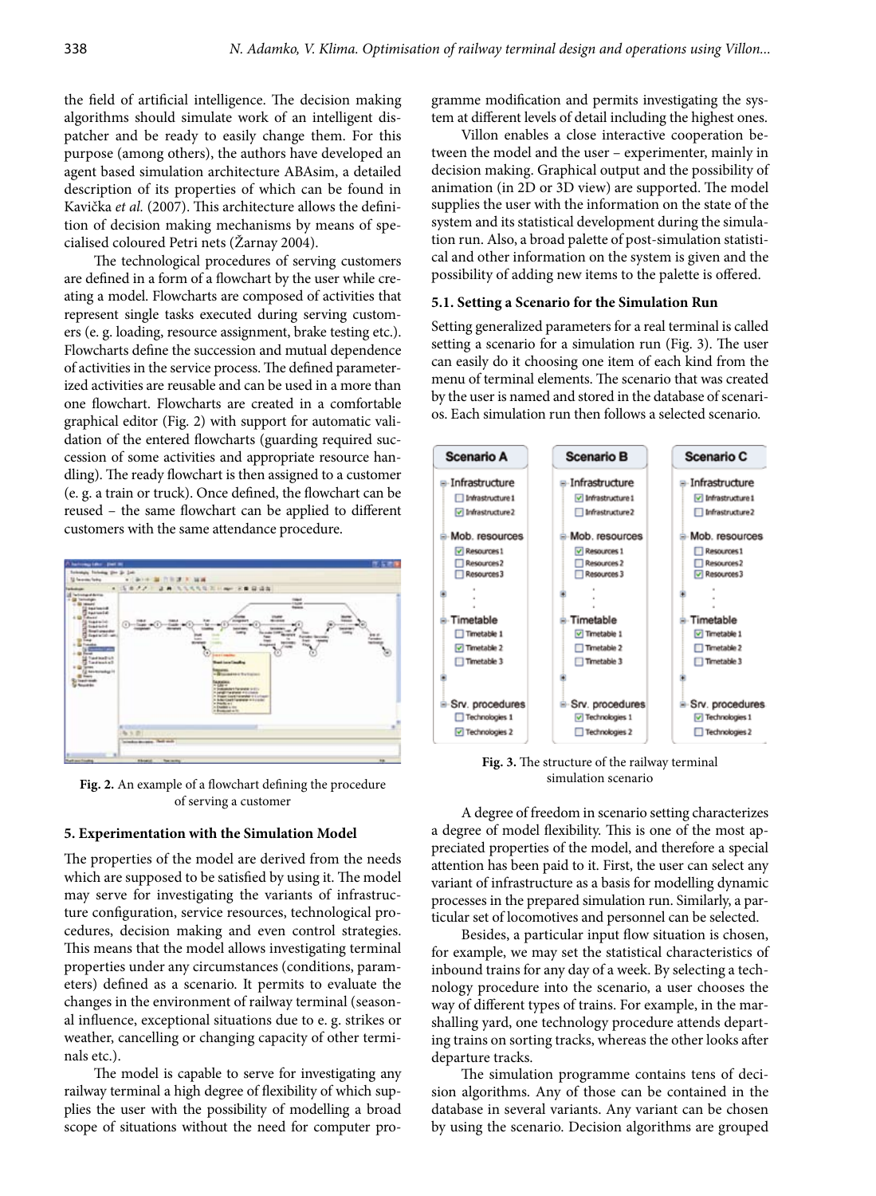the field of artificial intelligence. The decision making algorithms should simulate work of an intelligent dispatcher and be ready to easily change them. For this purpose (among others), the authors have developed an agent based simulation architecture ABAsim, a detailed description of its properties of which can be found in Kavička *et al.* (2007). This architecture allows the definition of decision making mechanisms by means of specialised coloured Petri nets (Žarnay 2004).

The technological procedures of serving customers are defined in a form of a flowchart by the user while creating a model. Flowcharts are composed of activities that represent single tasks executed during serving customers (e. g. loading, resource assignment, brake testing etc.). Flowcharts define the succession and mutual dependence of activities in the service process. The defined parameterized activities are reusable and can be used in a more than one flowchart. Flowcharts are created in a comfortable graphical editor (Fig. 2) with support for automatic validation of the entered flowcharts (guarding required succession of some activities and appropriate resource handling). The ready flowchart is then assigned to a customer (e. g. a train or truck). Once defined, the flowchart can be reused – the same flowchart can be applied to different customers with the same attendance procedure.

**Fig. 2.** An example of a flowchart defining the procedure of serving a customer

## 5. Experimentation with the Simulation Model

The properties of the model are derived from the needs which are supposed to be satisfied by using it. The model may serve for investigating the variants of infrastructure configuration, service resources, technological procedures, decision making and even control strategies. This means that the model allows investigating terminal properties under any circumstances (conditions, parameters) defined as a scenario. It permits to evaluate the changes in the environment of railway terminal (seasonal influence, exceptional situations due to e. g. strikes or weather, cancelling or changing capacity of other terminals etc.).

The model is capable to serve for investigating any railway terminal a high degree of flexibility of which supplies the user with the possibility of modelling a broad scope of situations without the need for computer programme modification and permits investigating the system at different levels of detail including the highest ones.

Villon enables a close interactive cooperation between the model and the user – experimenter, mainly in decision making. Graphical output and the possibility of animation (in 2D or 3D view) are supported. The model supplies the user with the information on the state of the system and its statistical development during the simulation run. Also, a broad palette of post-simulation statistical and other information on the system is given and the possibility of adding new items to the palette is offered.

### 5.1. Setting a Scenario for the Simulation Run

Setting generalized parameters for a real terminal is called setting a scenario for a simulation run (Fig. 3). The user can easily do it choosing one item of each kind from the menu of terminal elements. The scenario that was created by the user is named and stored in the database of scenarios. Each simulation run then follows a selected scenario.

Scenario A
Infrastructure
Infrastructure 1
Infrastructure 2
Mob. resources
Resources 1
Resources 2
Resources 3
Timetable
Timetable 1
Timetable 2
Timetable 3
Srv. procedures
Technologies 1
Technologies 2

Scenario B
Infrastructure
Infrastructure 1
Infrastructure 2
Mob. resources
Resources 1
Resources 2
Resources 3
Timetable
Timetable 1
Timetable 2
Timetable 3
Srv. procedures
Technologies 1
Technologies 2

Scenario C
Infrastructure
Infrastructure 1
Infrastructure 2
Mob. resources
Resources 1
Resources 2
Resources 3
Timetable
Timetable 1
Timetable 2
Timetable 3
Srv. procedures
Technologies 1
Technologies 2

**Fig. 3.** The structure of the railway terminal simulation scenario

A degree of freedom in scenario setting characterizes a degree of model flexibility. This is one of the most appreciated properties of the model, and therefore a special attention has been paid to it. First, the user can select any variant of infrastructure as a basis for modelling dynamic processes in the prepared simulation run. Similarly, a particular set of locomotives and personnel can be selected.

Besides, a particular input flow situation is chosen, for example, we may set the statistical characteristics of inbound trains for any day of a week. By selecting a technology procedure into the scenario, a user chooses the way of different types of trains. For example, in the marshalling yard, one technology procedure attends departing trains on sorting tracks, whereas the other looks after departure tracks.

The simulation programme contains tens of decision algorithms. Any of those can be contained in the database in several variants. Any variant can be chosen by using the scenario. Decision algorithms are grouped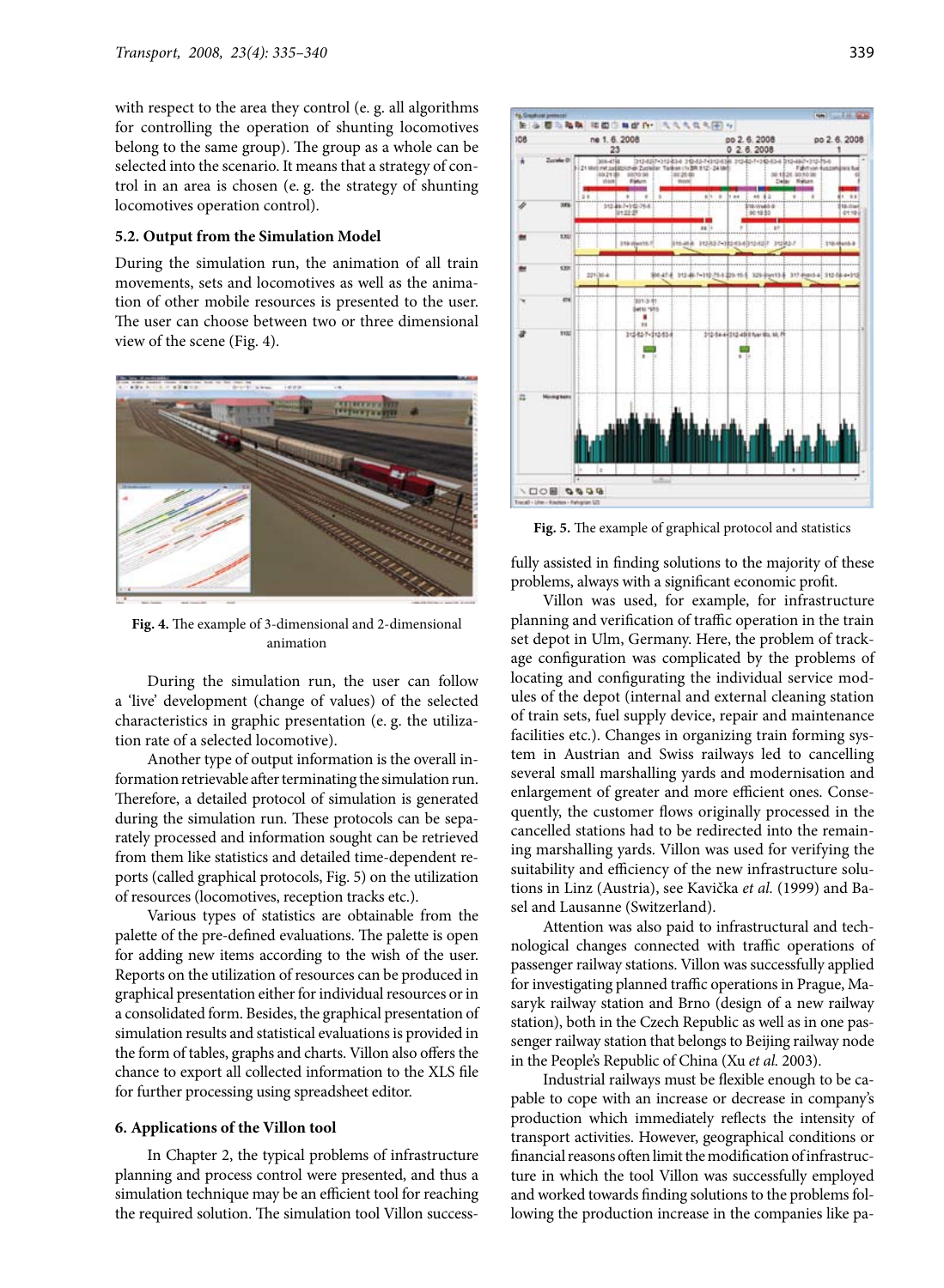with respect to the area they control (e. g. all algorithms for controlling the operation of shunting locomotives belong to the same group). The group as a whole can be selected into the scenario. It means that a strategy of control in an area is chosen (e. g. the strategy of shunting locomotives operation control).

### 5.2. Output from the Simulation Model

During the simulation run, the animation of all train movements, sets and locomotives as well as the animation of other mobile resources is presented to the user. The user can choose between two or three dimensional view of the scene (Fig. 4).

**Fig. 4.** The example of 3-dimensional and 2-dimensional animation

During the simulation run, the user can follow a 'live' development (change of values) of the selected characteristics in graphic presentation (e. g. the utilization rate of a selected locomotive).

Another type of output information is the overall information retrievable after terminating the simulation run. Therefore, a detailed protocol of simulation is generated during the simulation run. These protocols can be separately processed and information sought can be retrieved from them like statistics and detailed time-dependent reports (called graphical protocols, Fig. 5) on the utilization of resources (locomotives, reception tracks etc.).

Various types of statistics are obtainable from the palette of the pre-defined evaluations. The palette is open for adding new items according to the wish of the user. Reports on the utilization of resources can be produced in graphical presentation either for individual resources or in a consolidated form. Besides, the graphical presentation of simulation results and statistical evaluations is provided in the form of tables, graphs and charts. Villon also offers the chance to export all collected information to the XLS file for further processing using spreadsheet editor.

## 6. Applications of the Villon tool

In Chapter 2, the typical problems of infrastructure planning and process control were presented, and thus a simulation technique may be an efficient tool for reaching the required solution. The simulation tool Villon successfully assisted in finding solutions to the majority of these problems, always with a significant economic profit.

**Fig. 5.** The example of graphical protocol and statistics

Villon was used, for example, for infrastructure planning and verification of traffic operation in the train set depot in Ulm, Germany. Here, the problem of trackage configuration was complicated by the problems of locating and configurating the individual service modules of the depot (internal and external cleaning station of train sets, fuel supply device, repair and maintenance facilities etc.). Changes in organizing train forming system in Austrian and Swiss railways led to cancelling several small marshalling yards and modernisation and enlargement of greater and more efficient ones. Consequently, the customer flows originally processed in the cancelled stations had to be redirected into the remaining marshalling yards. Villon was used for verifying the suitability and efficiency of the new infrastructure solutions in Linz (Austria), see Kavička *et al.* (1999) and Basel and Lausanne (Switzerland).

Attention was also paid to infrastructural and technological changes connected with traffic operations of passenger railway stations. Villon was successfully applied for investigating planned traffic operations in Prague, Masaryk railway station and Brno (design of a new railway station), both in the Czech Republic as well as in one passenger railway station that belongs to Beijing railway node in the People's Republic of China (Xu *et al.* 2003).

Industrial railways must be flexible enough to be capable to cope with an increase or decrease in company's production which immediately reflects the intensity of transport activities. However, geographical conditions or financial reasons often limit the modification of infrastructure in which the tool Villon was successfully employed and worked towards finding solutions to the problems following the production increase in the companies like pa-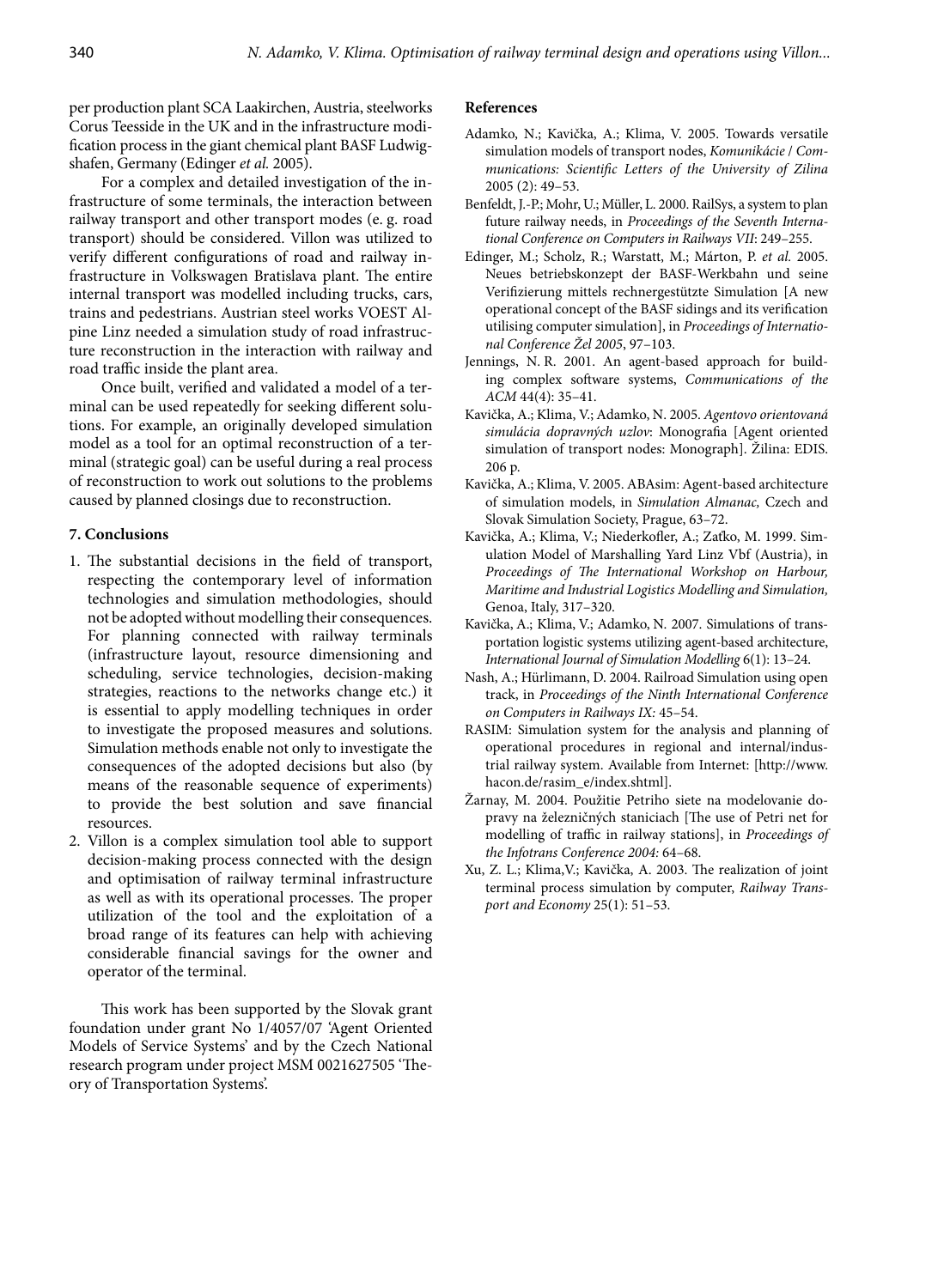per production plant SCA Laakirchen, Austria, steelworks Corus Teesside in the UK and in the infrastructure modification process in the giant chemical plant BASF Ludwigshafen, Germany (Edinger *et al.* 2005).

For a complex and detailed investigation of the infrastructure of some terminals, the interaction between railway transport and other transport modes (e. g. road transport) should be considered. Villon was utilized to verify different configurations of road and railway infrastructure in Volkswagen Bratislava plant. The entire internal transport was modelled including trucks, cars, trains and pedestrians. Austrian steel works VOEST Alpine Linz needed a simulation study of road infrastructure reconstruction in the interaction with railway and road traffic inside the plant area.

Once built, verified and validated a model of a terminal can be used repeatedly for seeking different solutions. For example, an originally developed simulation model as a tool for an optimal reconstruction of a terminal (strategic goal) can be useful during a real process of reconstruction to work out solutions to the problems caused by planned closings due to reconstruction.

### 7. Conclusions

1. The substantial decisions in the field of transport, respecting the contemporary level of information technologies and simulation methodologies, should not be adopted without modelling their consequences. For planning connected with railway terminals (infrastructure layout, resource dimensioning and scheduling, service technologies, decision-making strategies, reactions to the networks change etc.) it is essential to apply modelling techniques in order to investigate the proposed measures and solutions. Simulation methods enable not only to investigate the consequences of the adopted decisions but also (by means of the reasonable sequence of experiments) to provide the best solution and save financial resources.
2. Villon is a complex simulation tool able to support decision-making process connected with the design and optimisation of railway terminal infrastructure as well as with its operational processes. The proper utilization of the tool and the exploitation of a broad range of its features can help with achieving considerable financial savings for the owner and operator of the terminal.

This work has been supported by the Slovak grant foundation under grant No 1/4057/07 'Agent Oriented Models of Service Systems' and by the Czech National research program under project MSM 0021627505 'Theory of Transportation Systems'.

### References

Adamko, N.; Kavička, A.; Klima, V. 2005. Towards versatile simulation models of transport nodes, *Komunikácie / Communications: Scientific Letters of the University of Zilina* 2005 (2): 49–53.

Benfeldt, J.-P.; Mohr, U.; Müller, L. 2000. RailSys, a system to plan future railway needs, in *Proceedings of the Seventh International Conference on Computers in Railways VII*: 249–255.

Edinger, M.; Scholz, R.; Warstatt, M.; Márton, P. *et al.* 2005. Neues betriebskonzept der BASF-Werkbahn und seine Verifizierung mittels rechnergestützte Simulation [A new operational concept of the BASF sidings and its verification utilising computer simulation], in *Proceedings of International Conference Žel 2005*, 97–103.

Jennings, N. R. 2001. An agent-based approach for building complex software systems, *Communications of the ACM* 44(4): 35–41.

Kavička, A.; Klima, V.; Adamko, N. 2005. *Agentovo orientovaná simulácia dopravných uzlov*: Monografia [Agent oriented simulation of transport nodes: Monograph]. Žilina: EDIS. 206 p.

Kavička, A.; Klima, V. 2005. ABAsim: Agent-based architecture of simulation models, in *Simulation Almanac,* Czech and Slovak Simulation Society, Prague, 63–72.

Kavička, A.; Klima, V.; Niederkofler, A.; Zaťko, M. 1999. Simulation Model of Marshalling Yard Linz Vbf (Austria), in *Proceedings of The International Workshop on Harbour, Maritime and Industrial Logistics Modelling and Simulation,* Genoa, Italy, 317–320.

Kavička, A.; Klima, V.; Adamko, N. 2007. Simulations of transportation logistic systems utilizing agent-based architecture, *International Journal of Simulation Modelling* 6(1): 13–24.

Nash, A.; Hürlimann, D. 2004. Railroad Simulation using open track, in *Proceedings of the Ninth International Conference on Computers in Railways IX:* 45–54.

RASIM: Simulation system for the analysis and planning of operational procedures in regional and internal/industrial railway system. Available from Internet: [http://www.hacon.de/rasim_e/index.shtml].

Žarnay, M. 2004. Použitie Petriho siete na modelovanie dopravy na železničných staniciach [The use of Petri net for modelling of traffic in railway stations], in *Proceedings of the Infotrans Conference 2004:* 64–68.

Xu, Z. L.; Klima,V.; Kavička, A. 2003. The realization of joint terminal process simulation by computer, *Railway Transport and Economy* 25(1): 51–53.